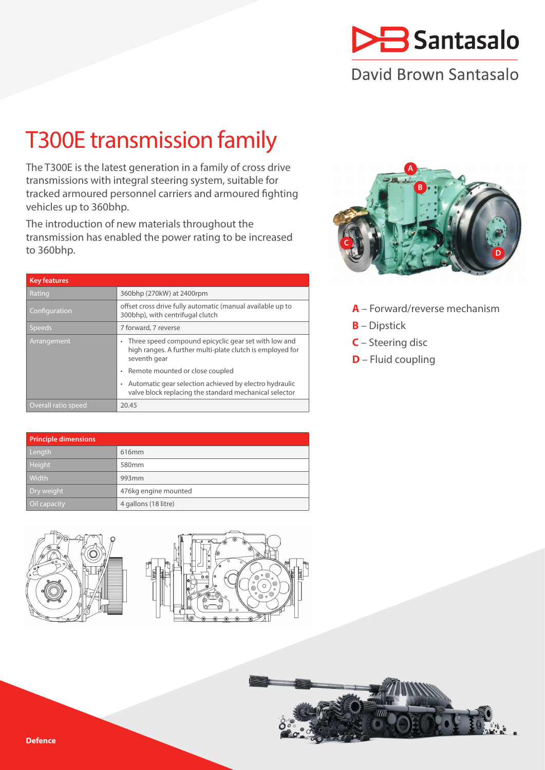Santasalo

David Brown Santasalo

# T300E transmission family

The T300E is the latest generation in a family of cross drive transmissions with integral steering system, suitable for tracked armoured personnel carriers and armoured fighting vehicles up to 360bhp.

The introduction of new materials throughout the transmission has enabled the power rating to be increased to 360bhp.

| Key features | |
|---|---|
| Rating | 360bhp (270kW) at 2400rpm |
| Configuration | offset cross drive fully automatic (manual available up to 300bhp), with centrifugal clutch |
| Speeds | 7 forward, 7 reverse |
| Arrangement | • Three speed compound epicyclic gear set with low and high ranges. A further multi-plate clutch is employed for seventh gear<br>• Remote mounted or close coupled<br>• Automatic gear selection achieved by electro hydraulic valve block replacing the standard mechanical selector |
| Overall ratio speed | 20.45 |

| Principle dimensions | |
|---|---|
| Length | 616mm |
| Height | 580mm |
| Width | 993mm |
| Dry weight | 476kg engine mounted |
| Oil capacity | 4 gallons (18 litre) |

**A** – Forward/reverse mechanism

**B** – Dipstick

**C** – Steering disc

**D** – Fluid coupling

**Defence**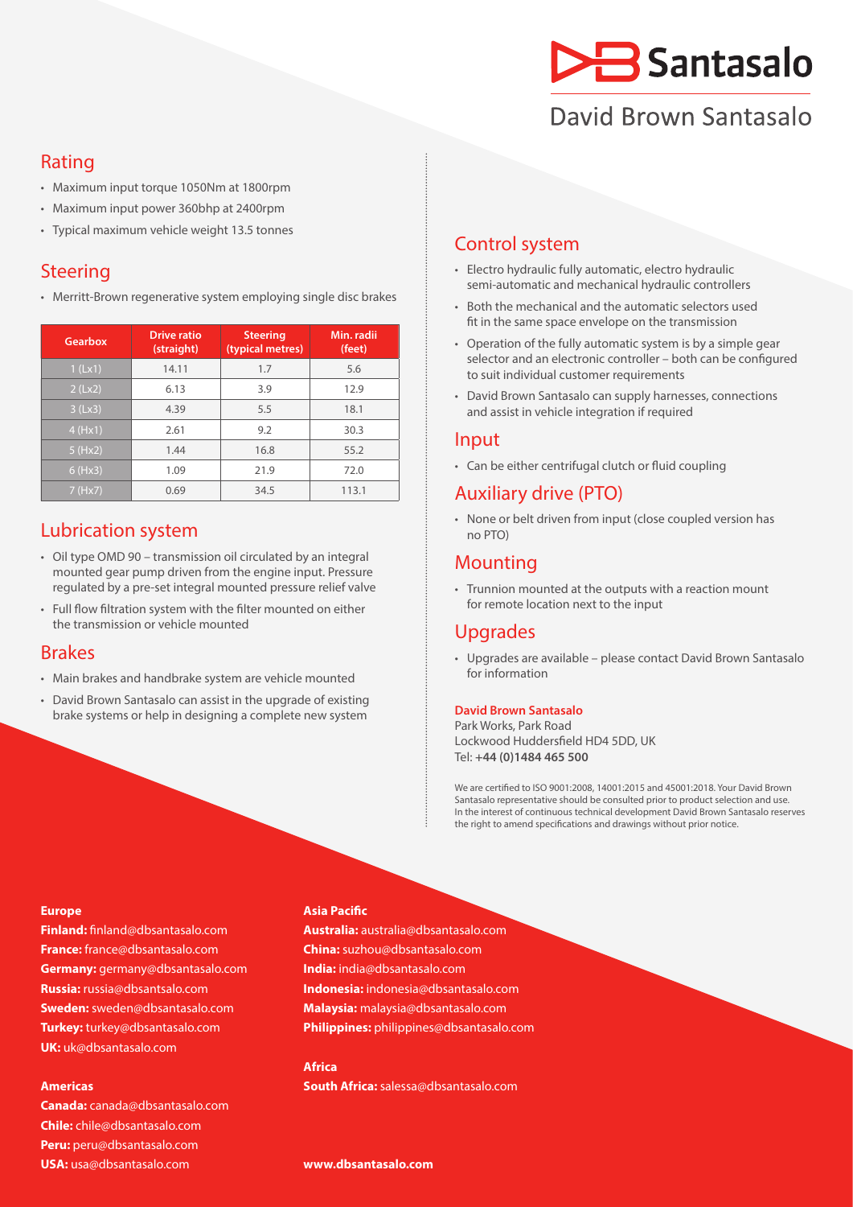# Santasalo

David Brown Santasalo

## Rating

- Maximum input torque 1050Nm at 1800rpm
- Maximum input power 360bhp at 2400rpm
- Typical maximum vehicle weight 13.5 tonnes

## Steering

- Merritt-Brown regenerative system employing single disc brakes

| Gearbox | Drive ratio (straight) | Steering (typical metres) | Min. radii (feet) |
|---|---|---|---|
| 1 (Lx1) | 14.11 | 1.7 | 5.6 |
| 2 (Lx2) | 6.13 | 3.9 | 12.9 |
| 3 (Lx3) | 4.39 | 5.5 | 18.1 |
| 4 (Hx1) | 2.61 | 9.2 | 30.3 |
| 5 (Hx2) | 1.44 | 16.8 | 55.2 |
| 6 (Hx3) | 1.09 | 21.9 | 72.0 |
| 7 (Hx7) | 0.69 | 34.5 | 113.1 |

## Lubrication system

- Oil type OMD 90 – transmission oil circulated by an integral mounted gear pump driven from the engine input. Pressure regulated by a pre-set integral mounted pressure relief valve
- Full flow filtration system with the filter mounted on either the transmission or vehicle mounted

## Brakes

- Main brakes and handbrake system are vehicle mounted
- David Brown Santasalo can assist in the upgrade of existing brake systems or help in designing a complete new system

## Control system

- Electro hydraulic fully automatic, electro hydraulic semi-automatic and mechanical hydraulic controllers
- Both the mechanical and the automatic selectors used fit in the same space envelope on the transmission
- Operation of the fully automatic system is by a simple gear selector and an electronic controller – both can be configured to suit individual customer requirements
- David Brown Santasalo can supply harnesses, connections and assist in vehicle integration if required

## Input

- Can be either centrifugal clutch or fluid coupling

## Auxiliary drive (PTO)

- None or belt driven from input (close coupled version has no PTO)

## Mounting

- Trunnion mounted at the outputs with a reaction mount for remote location next to the input

## Upgrades

- Upgrades are available – please contact David Brown Santasalo for information

**David Brown Santasalo**
Park Works, Park Road
Lockwood Huddersfield HD4 5DD, UK
Tel: **+44 (0)1484 465 500**

We are certified to ISO 9001:2008, 14001:2015 and 45001:2018. Your David Brown Santasalo representative should be consulted prior to product selection and use. In the interest of continuous technical development David Brown Santasalo reserves the right to amend specifications and drawings without prior notice.

**Europe**

**Finland:** finland@dbsantasalo.com
**France:** france@dbsantasalo.com
**Germany:** germany@dbsantasalo.com
**Russia:** russia@dbsantsalo.com
**Sweden:** sweden@dbsantasalo.com
**Turkey:** turkey@dbsantasalo.com
**UK:** uk@dbsantasalo.com

**Americas**

**Canada:** canada@dbsantasalo.com
**Chile:** chile@dbsantasalo.com
**Peru:** peru@dbsantasalo.com
**USA:** usa@dbsantasalo.com

**Asia Pacific**

**Australia:** australia@dbsantasalo.com
**China:** suzhou@dbsantasalo.com
**India:** india@dbsantasalo.com
**Indonesia:** indonesia@dbsantasalo.com
**Malaysia:** malaysia@dbsantasalo.com
**Philippines:** philippines@dbsantasalo.com

**Africa**

**South Africa:** salessa@dbsantasalo.com

**www.dbsantasalo.com**